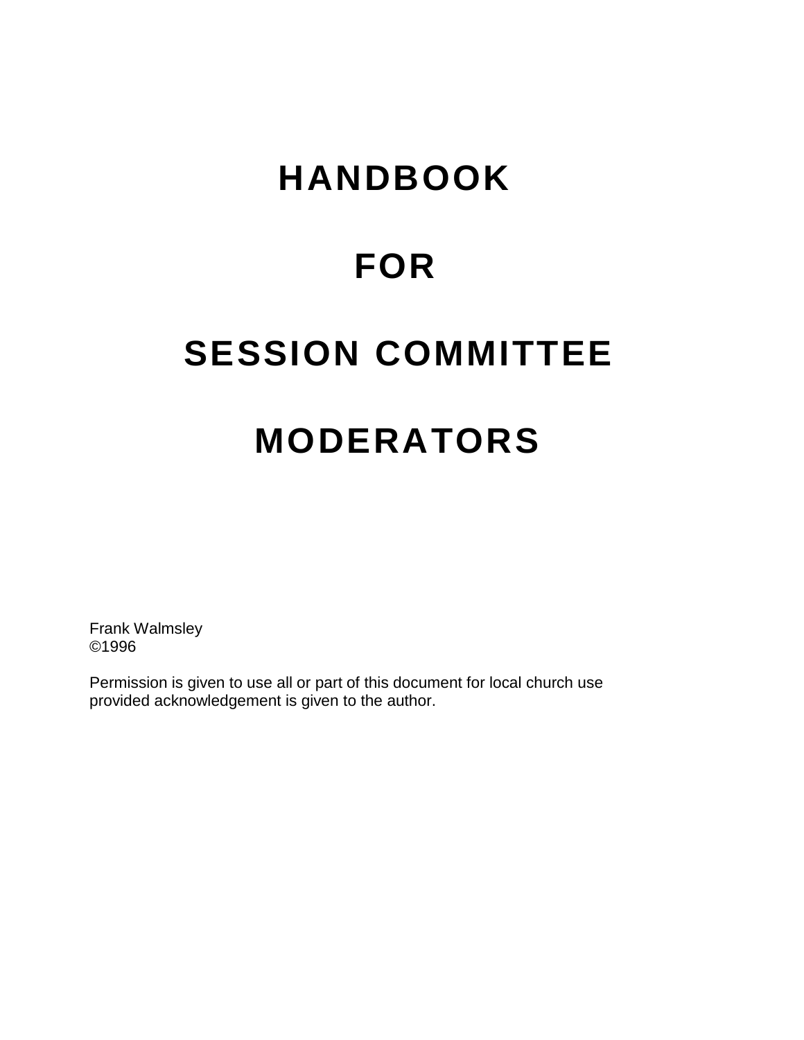# HANDBOOK

# FOR

# SESSION COMMITTEE

# MODERATORS

Frank Walmsley
©1996

Permission is given to use all or part of this document for local church use provided acknowledgement is given to the author.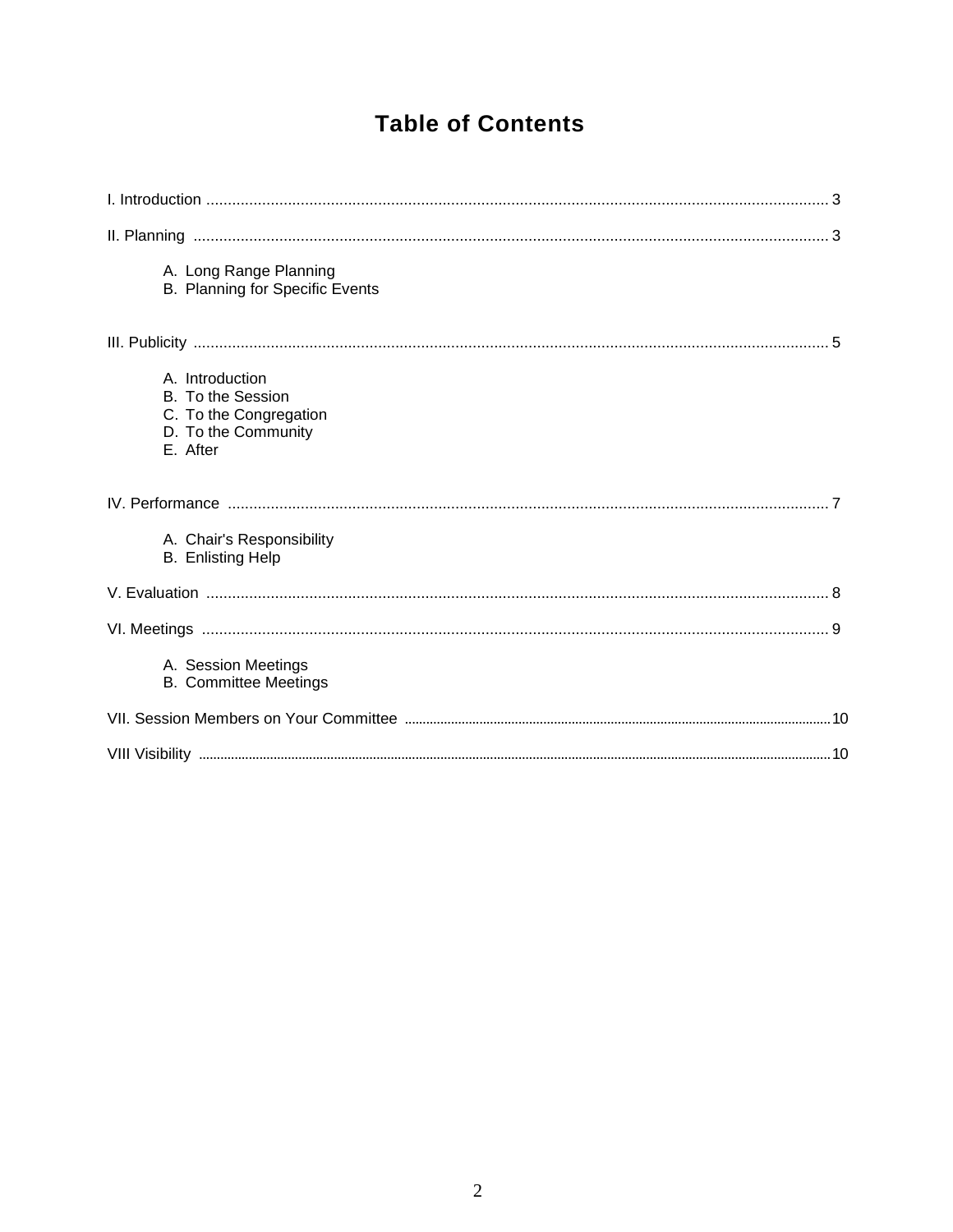# Table of Contents

I. Introduction ........................................................................ 3

II. Planning ........................................................................ 3

- A. Long Range Planning
- B. Planning for Specific Events

III. Publicity ........................................................................ 5

- A. Introduction
- B. To the Session
- C. To the Congregation
- D. To the Community
- E. After

IV. Performance ........................................................................ 7

- A. Chair's Responsibility
- B. Enlisting Help

V. Evaluation ........................................................................ 8

VI. Meetings ........................................................................ 9

- A. Session Meetings
- B. Committee Meetings

VII. Session Members on Your Committee ........................................................................ 10

VIII Visibility ........................................................................ 10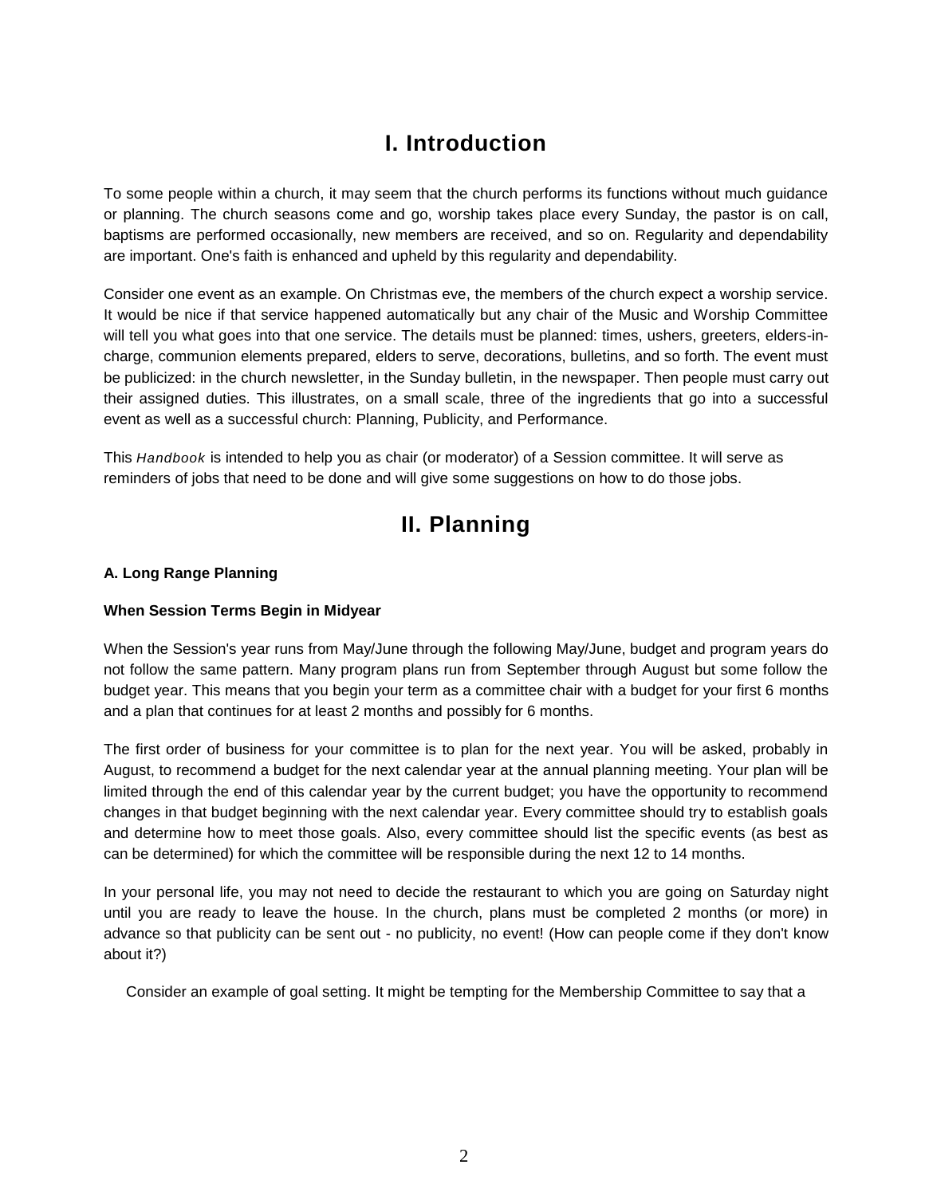# I. Introduction

To some people within a church, it may seem that the church performs its functions without much guidance or planning. The church seasons come and go, worship takes place every Sunday, the pastor is on call, baptisms are performed occasionally, new members are received, and so on. Regularity and dependability are important. One's faith is enhanced and upheld by this regularity and dependability.

Consider one event as an example. On Christmas eve, the members of the church expect a worship service. It would be nice if that service happened automatically but any chair of the Music and Worship Committee will tell you what goes into that one service. The details must be planned: times, ushers, greeters, elders-in-charge, communion elements prepared, elders to serve, decorations, bulletins, and so forth. The event must be publicized: in the church newsletter, in the Sunday bulletin, in the newspaper. Then people must carry out their assigned duties. This illustrates, on a small scale, three of the ingredients that go into a successful event as well as a successful church: Planning, Publicity, and Performance.

This *Handbook* is intended to help you as chair (or moderator) of a Session committee. It will serve as reminders of jobs that need to be done and will give some suggestions on how to do those jobs.

# II. Planning

**A. Long Range Planning**

**When Session Terms Begin in Midyear**

When the Session's year runs from May/June through the following May/June, budget and program years do not follow the same pattern. Many program plans run from September through August but some follow the budget year. This means that you begin your term as a committee chair with a budget for your first 6 months and a plan that continues for at least 2 months and possibly for 6 months.

The first order of business for your committee is to plan for the next year. You will be asked, probably in August, to recommend a budget for the next calendar year at the annual planning meeting. Your plan will be limited through the end of this calendar year by the current budget; you have the opportunity to recommend changes in that budget beginning with the next calendar year. Every committee should try to establish goals and determine how to meet those goals. Also, every committee should list the specific events (as best as can be determined) for which the committee will be responsible during the next 12 to 14 months.

In your personal life, you may not need to decide the restaurant to which you are going on Saturday night until you are ready to leave the house. In the church, plans must be completed 2 months (or more) in advance so that publicity can be sent out - no publicity, no event! (How can people come if they don't know about it?)

Consider an example of goal setting. It might be tempting for the Membership Committee to say that a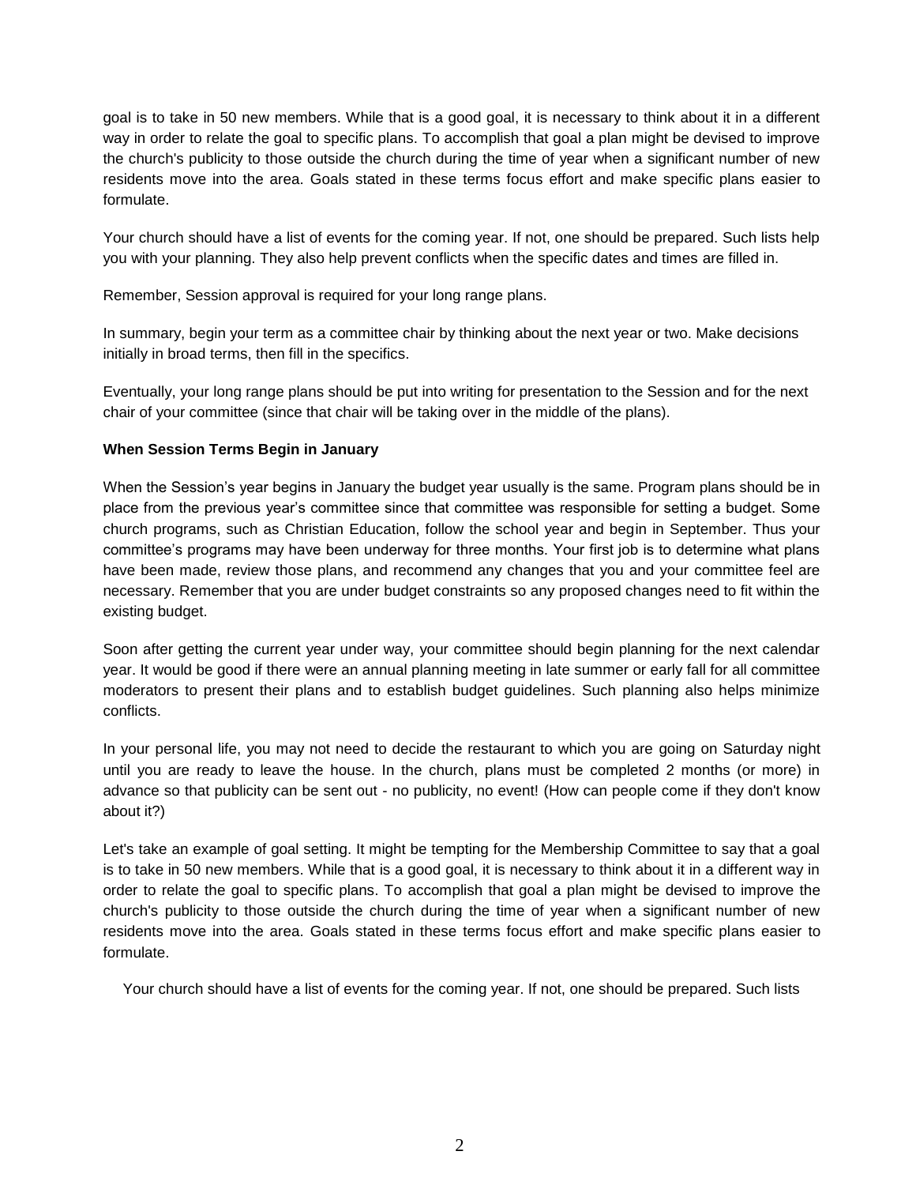goal is to take in 50 new members. While that is a good goal, it is necessary to think about it in a different way in order to relate the goal to specific plans. To accomplish that goal a plan might be devised to improve the church's publicity to those outside the church during the time of year when a significant number of new residents move into the area. Goals stated in these terms focus effort and make specific plans easier to formulate.

Your church should have a list of events for the coming year. If not, one should be prepared. Such lists help you with your planning. They also help prevent conflicts when the specific dates and times are filled in.

Remember, Session approval is required for your long range plans.

In summary, begin your term as a committee chair by thinking about the next year or two. Make decisions initially in broad terms, then fill in the specifics.

Eventually, your long range plans should be put into writing for presentation to the Session and for the next chair of your committee (since that chair will be taking over in the middle of the plans).

**When Session Terms Begin in January**

When the Session's year begins in January the budget year usually is the same. Program plans should be in place from the previous year's committee since that committee was responsible for setting a budget. Some church programs, such as Christian Education, follow the school year and begin in September. Thus your committee's programs may have been underway for three months. Your first job is to determine what plans have been made, review those plans, and recommend any changes that you and your committee feel are necessary. Remember that you are under budget constraints so any proposed changes need to fit within the existing budget.

Soon after getting the current year under way, your committee should begin planning for the next calendar year. It would be good if there were an annual planning meeting in late summer or early fall for all committee moderators to present their plans and to establish budget guidelines. Such planning also helps minimize conflicts.

In your personal life, you may not need to decide the restaurant to which you are going on Saturday night until you are ready to leave the house. In the church, plans must be completed 2 months (or more) in advance so that publicity can be sent out - no publicity, no event! (How can people come if they don't know about it?)

Let's take an example of goal setting. It might be tempting for the Membership Committee to say that a goal is to take in 50 new members. While that is a good goal, it is necessary to think about it in a different way in order to relate the goal to specific plans. To accomplish that goal a plan might be devised to improve the church's publicity to those outside the church during the time of year when a significant number of new residents move into the area. Goals stated in these terms focus effort and make specific plans easier to formulate.

Your church should have a list of events for the coming year. If not, one should be prepared. Such lists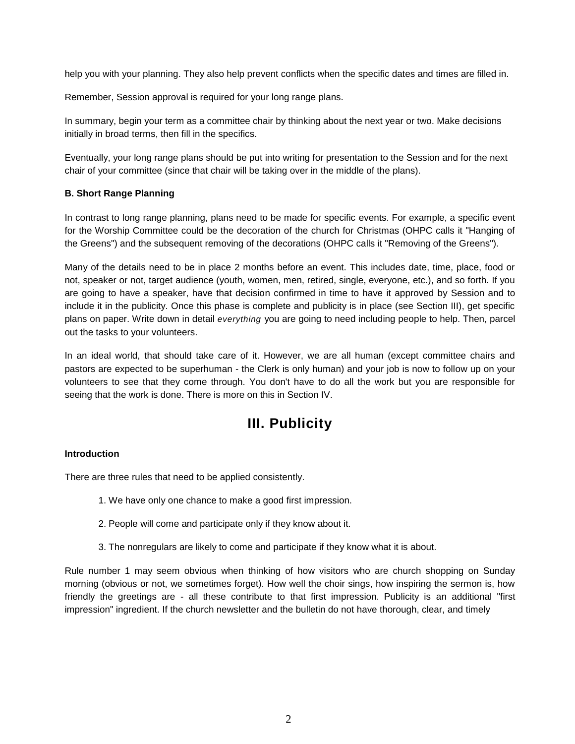help you with your planning. They also help prevent conflicts when the specific dates and times are filled in.

Remember, Session approval is required for your long range plans.

In summary, begin your term as a committee chair by thinking about the next year or two. Make decisions initially in broad terms, then fill in the specifics.

Eventually, your long range plans should be put into writing for presentation to the Session and for the next chair of your committee (since that chair will be taking over in the middle of the plans).

**B. Short Range Planning**

In contrast to long range planning, plans need to be made for specific events. For example, a specific event for the Worship Committee could be the decoration of the church for Christmas (OHPC calls it "Hanging of the Greens") and the subsequent removing of the decorations (OHPC calls it "Removing of the Greens").

Many of the details need to be in place 2 months before an event. This includes date, time, place, food or not, speaker or not, target audience (youth, women, men, retired, single, everyone, etc.), and so forth. If you are going to have a speaker, have that decision confirmed in time to have it approved by Session and to include it in the publicity. Once this phase is complete and publicity is in place (see Section III), get specific plans on paper. Write down in detail *everything* you are going to need including people to help. Then, parcel out the tasks to your volunteers.

In an ideal world, that should take care of it. However, we are all human (except committee chairs and pastors are expected to be superhuman - the Clerk is only human) and your job is now to follow up on your volunteers to see that they come through. You don't have to do all the work but you are responsible for seeing that the work is done. There is more on this in Section IV.

# III. Publicity

**Introduction**

There are three rules that need to be applied consistently.

1. We have only one chance to make a good first impression.

2. People will come and participate only if they know about it.

3. The nonregulars are likely to come and participate if they know what it is about.

Rule number 1 may seem obvious when thinking of how visitors who are church shopping on Sunday morning (obvious or not, we sometimes forget). How well the choir sings, how inspiring the sermon is, how friendly the greetings are - all these contribute to that first impression. Publicity is an additional "first impression" ingredient. If the church newsletter and the bulletin do not have thorough, clear, and timely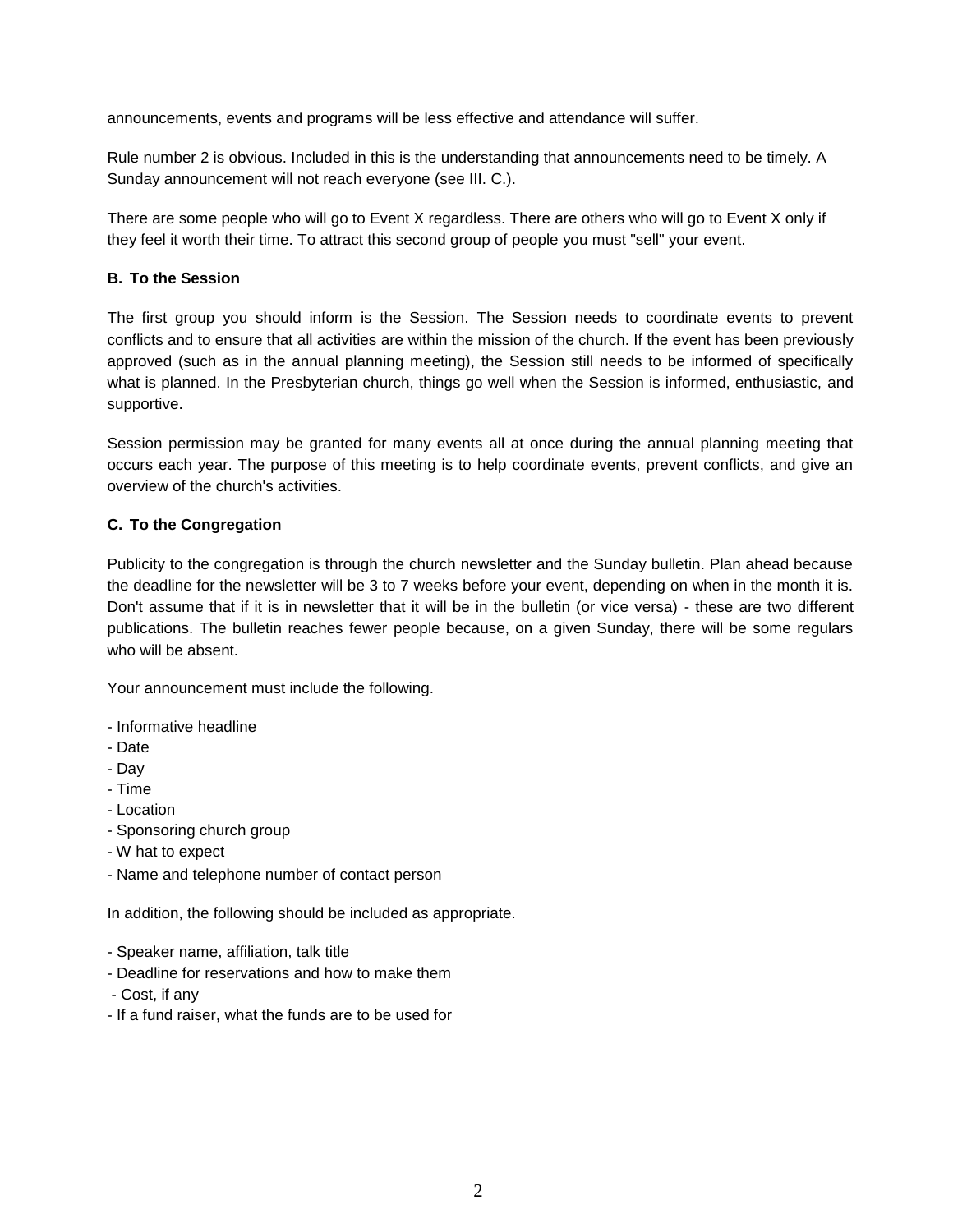announcements, events and programs will be less effective and attendance will suffer.

Rule number 2 is obvious. Included in this is the understanding that announcements need to be timely. A Sunday announcement will not reach everyone (see III. C.).

There are some people who will go to Event X regardless. There are others who will go to Event X only if they feel it worth their time. To attract this second group of people you must "sell" your event.

### B. To the Session

The first group you should inform is the Session. The Session needs to coordinate events to prevent conflicts and to ensure that all activities are within the mission of the church. If the event has been previously approved (such as in the annual planning meeting), the Session still needs to be informed of specifically what is planned. In the Presbyterian church, things go well when the Session is informed, enthusiastic, and supportive.

Session permission may be granted for many events all at once during the annual planning meeting that occurs each year. The purpose of this meeting is to help coordinate events, prevent conflicts, and give an overview of the church's activities.

### C. To the Congregation

Publicity to the congregation is through the church newsletter and the Sunday bulletin. Plan ahead because the deadline for the newsletter will be 3 to 7 weeks before your event, depending on when in the month it is. Don't assume that if it is in newsletter that it will be in the bulletin (or vice versa) - these are two different publications. The bulletin reaches fewer people because, on a given Sunday, there will be some regulars who will be absent.

Your announcement must include the following.

- Informative headline
- Date
- Day
- Time
- Location
- Sponsoring church group
- W hat to expect
- Name and telephone number of contact person

In addition, the following should be included as appropriate.

- Speaker name, affiliation, talk title
- Deadline for reservations and how to make them
- Cost, if any
- If a fund raiser, what the funds are to be used for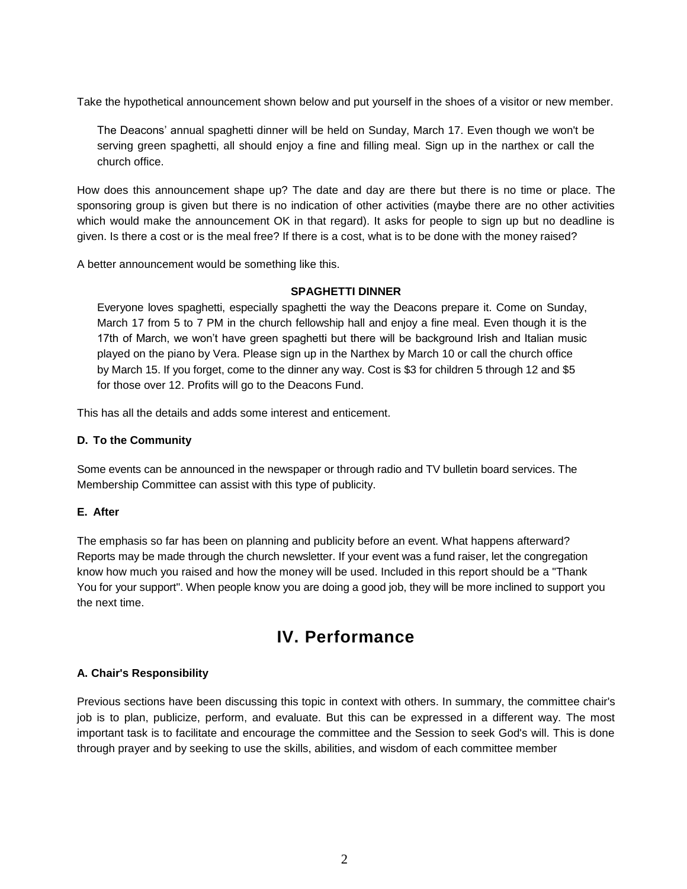Take the hypothetical announcement shown below and put yourself in the shoes of a visitor or new member.

> The Deacons' annual spaghetti dinner will be held on Sunday, March 17. Even though we won't be serving green spaghetti, all should enjoy a fine and filling meal. Sign up in the narthex or call the church office.

How does this announcement shape up? The date and day are there but there is no time or place. The sponsoring group is given but there is no indication of other activities (maybe there are no other activities which would make the announcement OK in that regard). It asks for people to sign up but no deadline is given. Is there a cost or is the meal free? If there is a cost, what is to be done with the money raised?

A better announcement would be something like this.

> **SPAGHETTI DINNER**
>
> Everyone loves spaghetti, especially spaghetti the way the Deacons prepare it. Come on Sunday, March 17 from 5 to 7 PM in the church fellowship hall and enjoy a fine meal. Even though it is the 17th of March, we won't have green spaghetti but there will be background Irish and Italian music played on the piano by Vera. Please sign up in the Narthex by March 10 or call the church office by March 15. If you forget, come to the dinner any way. Cost is $3 for children 5 through 12 and $5 for those over 12. Profits will go to the Deacons Fund.

This has all the details and adds some interest and enticement.

### D. To the Community

Some events can be announced in the newspaper or through radio and TV bulletin board services. The Membership Committee can assist with this type of publicity.

### E. After

The emphasis so far has been on planning and publicity before an event. What happens afterward? Reports may be made through the church newsletter. If your event was a fund raiser, let the congregation know how much you raised and how the money will be used. Included in this report should be a "Thank You for your support". When people know you are doing a good job, they will be more inclined to support you the next time.

## IV. Performance

### A. Chair's Responsibility

Previous sections have been discussing this topic in context with others. In summary, the committee chair's job is to plan, publicize, perform, and evaluate. But this can be expressed in a different way. The most important task is to facilitate and encourage the committee and the Session to seek God's will. This is done through prayer and by seeking to use the skills, abilities, and wisdom of each committee member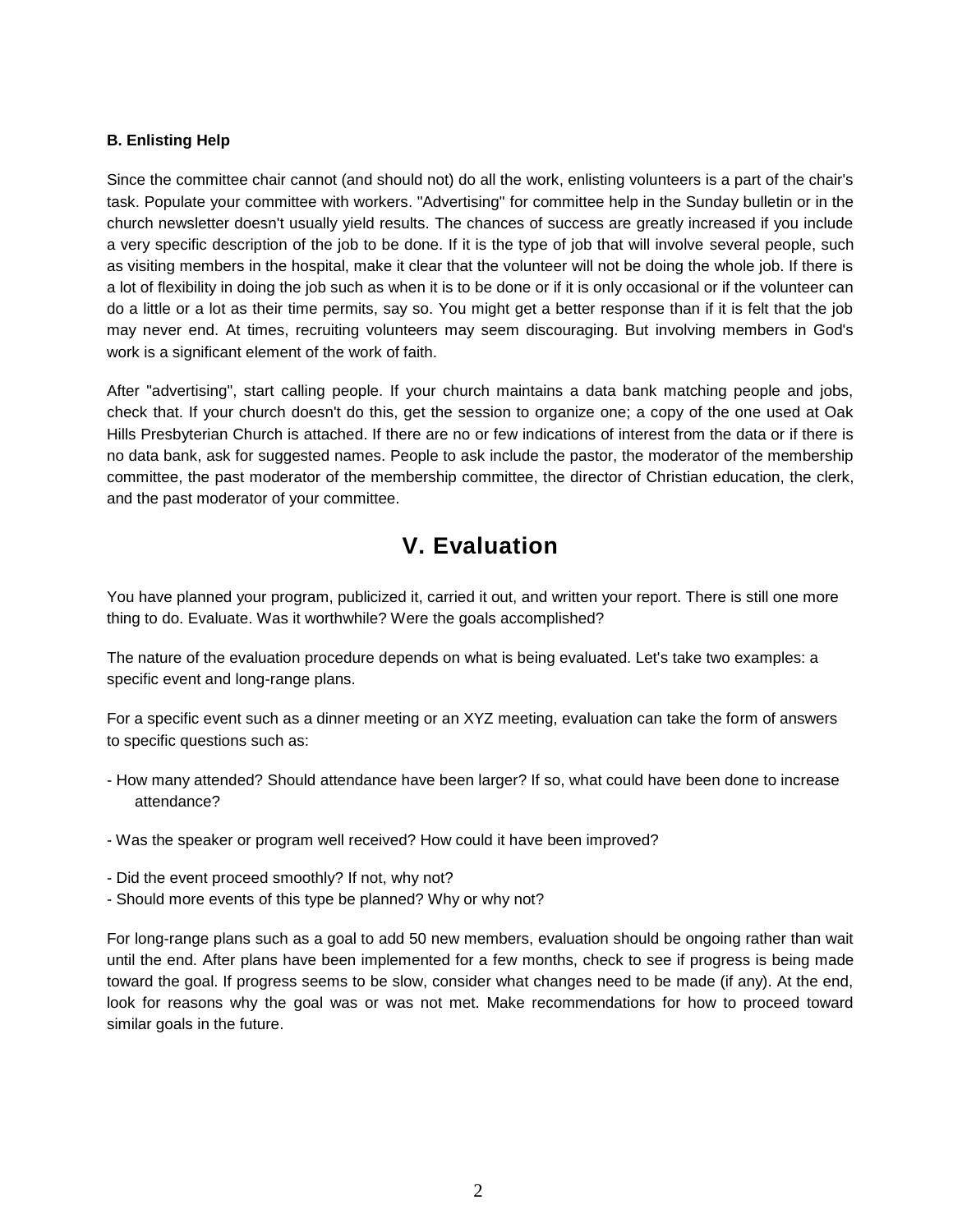**B. Enlisting Help**

Since the committee chair cannot (and should not) do all the work, enlisting volunteers is a part of the chair's task. Populate your committee with workers. "Advertising" for committee help in the Sunday bulletin or in the church newsletter doesn't usually yield results. The chances of success are greatly increased if you include a very specific description of the job to be done. If it is the type of job that will involve several people, such as visiting members in the hospital, make it clear that the volunteer will not be doing the whole job. If there is a lot of flexibility in doing the job such as when it is to be done or if it is only occasional or if the volunteer can do a little or a lot as their time permits, say so. You might get a better response than if it is felt that the job may never end. At times, recruiting volunteers may seem discouraging. But involving members in God's work is a significant element of the work of faith.

After "advertising", start calling people. If your church maintains a data bank matching people and jobs, check that. If your church doesn't do this, get the session to organize one; a copy of the one used at Oak Hills Presbyterian Church is attached. If there are no or few indications of interest from the data or if there is no data bank, ask for suggested names. People to ask include the pastor, the moderator of the membership committee, the past moderator of the membership committee, the director of Christian education, the clerk, and the past moderator of your committee.

# V. Evaluation

You have planned your program, publicized it, carried it out, and written your report. There is still one more thing to do. Evaluate. Was it worthwhile? Were the goals accomplished?

The nature of the evaluation procedure depends on what is being evaluated. Let's take two examples: a specific event and long-range plans.

For a specific event such as a dinner meeting or an XYZ meeting, evaluation can take the form of answers to specific questions such as:

- How many attended? Should attendance have been larger? If so, what could have been done to increase attendance?
- Was the speaker or program well received? How could it have been improved?
- Did the event proceed smoothly? If not, why not?
- Should more events of this type be planned? Why or why not?

For long-range plans such as a goal to add 50 new members, evaluation should be ongoing rather than wait until the end. After plans have been implemented for a few months, check to see if progress is being made toward the goal. If progress seems to be slow, consider what changes need to be made (if any). At the end, look for reasons why the goal was or was not met. Make recommendations for how to proceed toward similar goals in the future.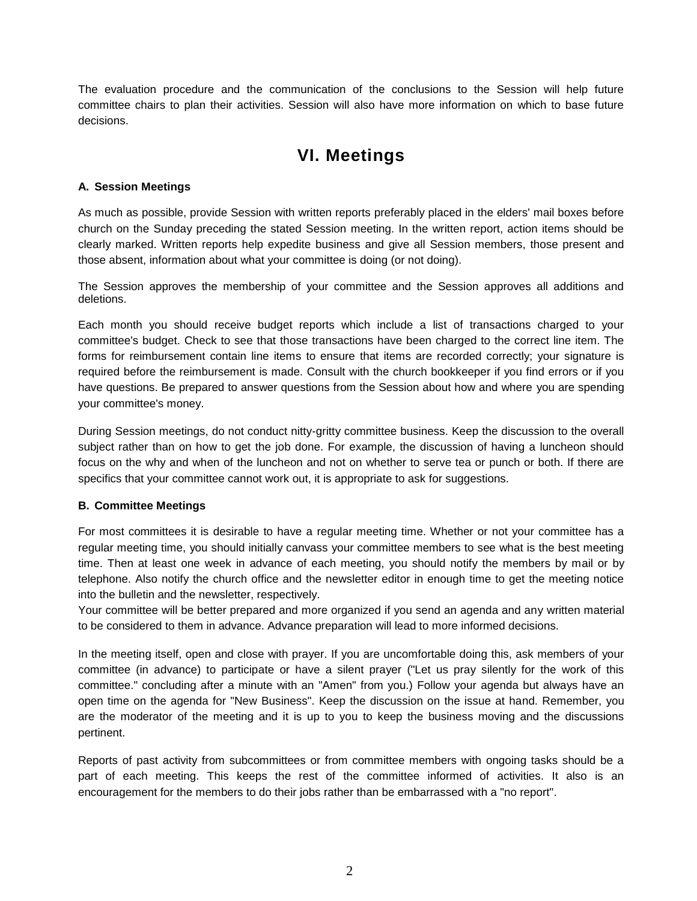The evaluation procedure and the communication of the conclusions to the Session will help future committee chairs to plan their activities. Session will also have more information on which to base future decisions.

# VI. Meetings

### A. Session Meetings

As much as possible, provide Session with written reports preferably placed in the elders' mail boxes before church on the Sunday preceding the stated Session meeting. In the written report, action items should be clearly marked. Written reports help expedite business and give all Session members, those present and those absent, information about what your committee is doing (or not doing).

The Session approves the membership of your committee and the Session approves all additions and deletions.

Each month you should receive budget reports which include a list of transactions charged to your committee's budget. Check to see that those transactions have been charged to the correct line item. The forms for reimbursement contain line items to ensure that items are recorded correctly; your signature is required before the reimbursement is made. Consult with the church bookkeeper if you find errors or if you have questions. Be prepared to answer questions from the Session about how and where you are spending your committee's money.

During Session meetings, do not conduct nitty-gritty committee business. Keep the discussion to the overall subject rather than on how to get the job done. For example, the discussion of having a luncheon should focus on the why and when of the luncheon and not on whether to serve tea or punch or both. If there are specifics that your committee cannot work out, it is appropriate to ask for suggestions.

### B. Committee Meetings

For most committees it is desirable to have a regular meeting time. Whether or not your committee has a regular meeting time, you should initially canvass your committee members to see what is the best meeting time. Then at least one week in advance of each meeting, you should notify the members by mail or by telephone. Also notify the church office and the newsletter editor in enough time to get the meeting notice into the bulletin and the newsletter, respectively.
Your committee will be better prepared and more organized if you send an agenda and any written material to be considered to them in advance. Advance preparation will lead to more informed decisions.

In the meeting itself, open and close with prayer. If you are uncomfortable doing this, ask members of your committee (in advance) to participate or have a silent prayer ("Let us pray silently for the work of this committee." concluding after a minute with an "Amen" from you.) Follow your agenda but always have an open time on the agenda for "New Business". Keep the discussion on the issue at hand. Remember, you are the moderator of the meeting and it is up to you to keep the business moving and the discussions pertinent.

Reports of past activity from subcommittees or from committee members with ongoing tasks should be a part of each meeting. This keeps the rest of the committee informed of activities. It also is an encouragement for the members to do their jobs rather than be embarrassed with a "no report".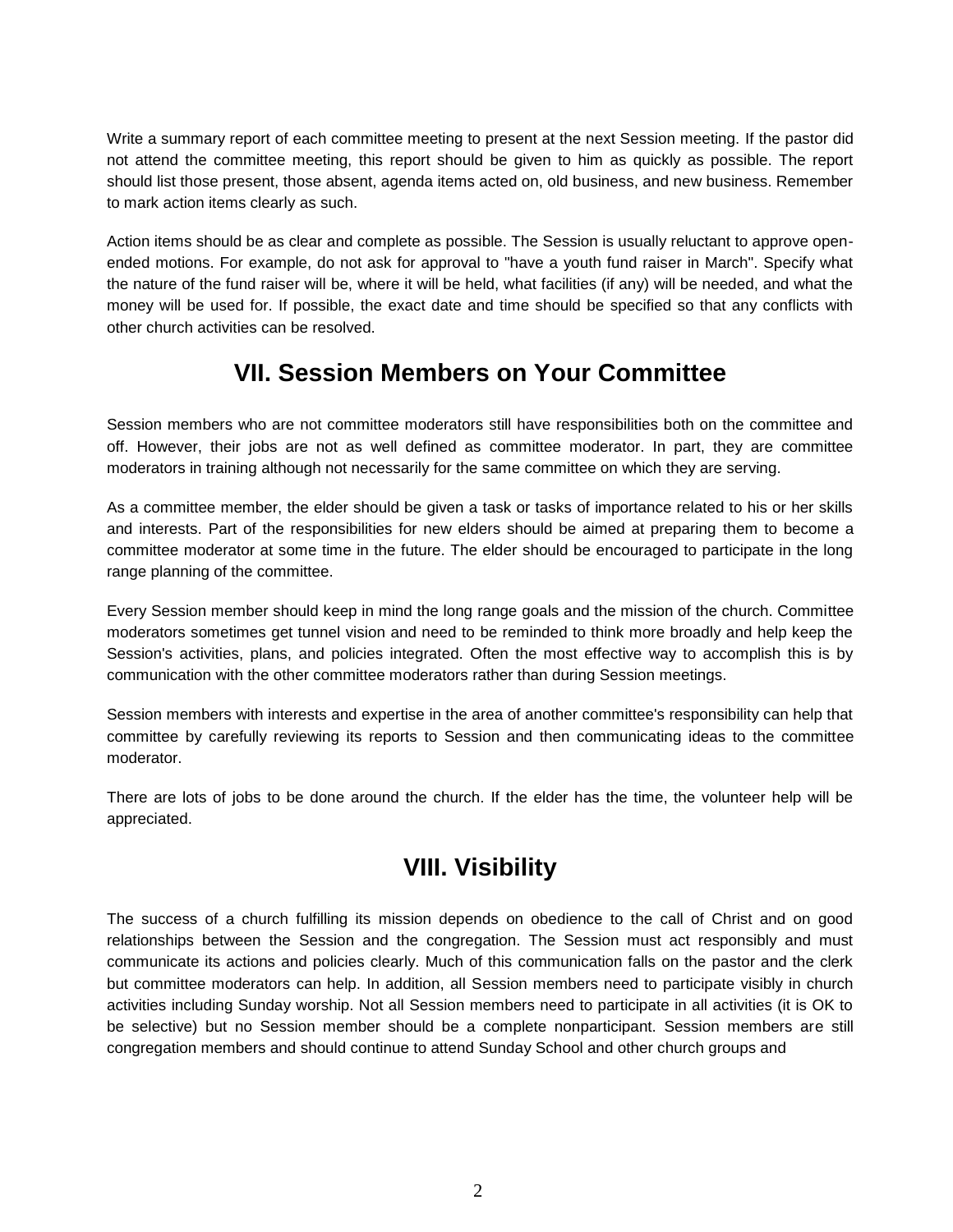Write a summary report of each committee meeting to present at the next Session meeting. If the pastor did not attend the committee meeting, this report should be given to him as quickly as possible. The report should list those present, those absent, agenda items acted on, old business, and new business. Remember to mark action items clearly as such.

Action items should be as clear and complete as possible. The Session is usually reluctant to approve open-ended motions. For example, do not ask for approval to "have a youth fund raiser in March". Specify what the nature of the fund raiser will be, where it will be held, what facilities (if any) will be needed, and what the money will be used for. If possible, the exact date and time should be specified so that any conflicts with other church activities can be resolved.

## VII. Session Members on Your Committee

Session members who are not committee moderators still have responsibilities both on the committee and off. However, their jobs are not as well defined as committee moderator. In part, they are committee moderators in training although not necessarily for the same committee on which they are serving.

As a committee member, the elder should be given a task or tasks of importance related to his or her skills and interests. Part of the responsibilities for new elders should be aimed at preparing them to become a committee moderator at some time in the future. The elder should be encouraged to participate in the long range planning of the committee.

Every Session member should keep in mind the long range goals and the mission of the church. Committee moderators sometimes get tunnel vision and need to be reminded to think more broadly and help keep the Session's activities, plans, and policies integrated. Often the most effective way to accomplish this is by communication with the other committee moderators rather than during Session meetings.

Session members with interests and expertise in the area of another committee's responsibility can help that committee by carefully reviewing its reports to Session and then communicating ideas to the committee moderator.

There are lots of jobs to be done around the church. If the elder has the time, the volunteer help will be appreciated.

## VIII. Visibility

The success of a church fulfilling its mission depends on obedience to the call of Christ and on good relationships between the Session and the congregation. The Session must act responsibly and must communicate its actions and policies clearly. Much of this communication falls on the pastor and the clerk but committee moderators can help. In addition, all Session members need to participate visibly in church activities including Sunday worship. Not all Session members need to participate in all activities (it is OK to be selective) but no Session member should be a complete nonparticipant. Session members are still congregation members and should continue to attend Sunday School and other church groups and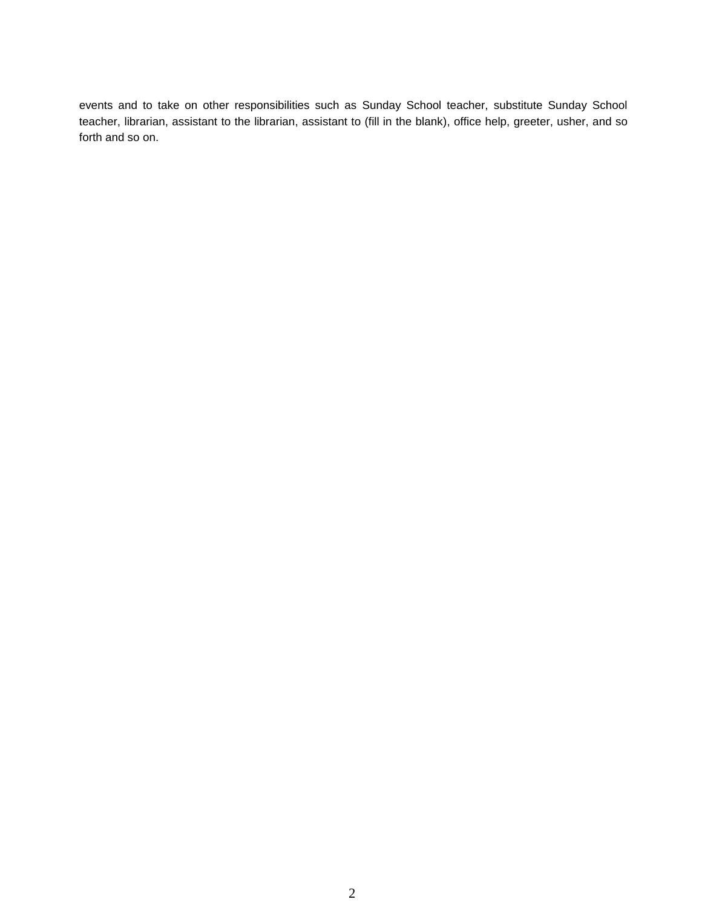events and to take on other responsibilities such as Sunday School teacher, substitute Sunday School teacher, librarian, assistant to the librarian, assistant to (fill in the blank), office help, greeter, usher, and so forth and so on.